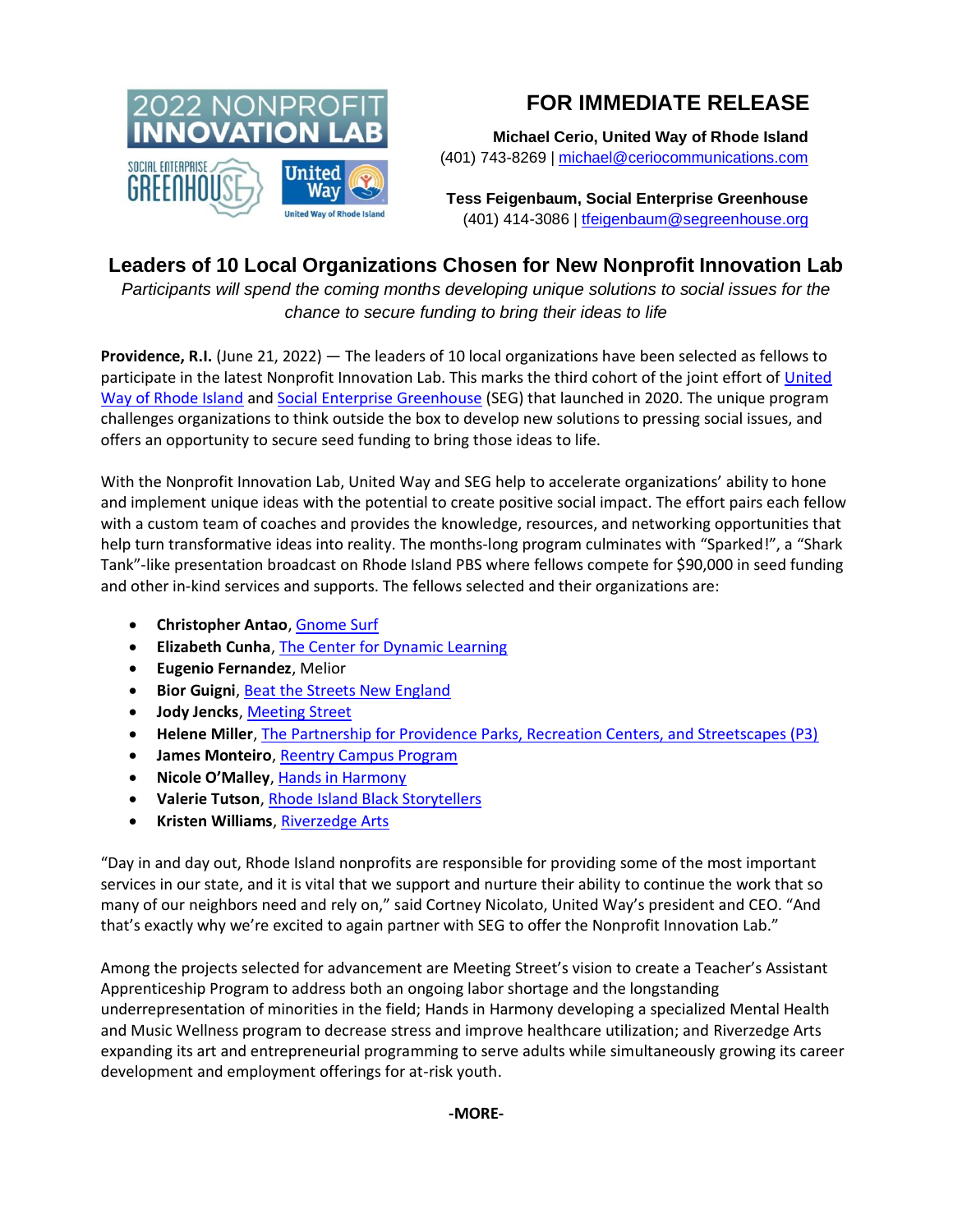2022 NONPROFIT INNOVATION LAB

SOCIAL ENTERPRISE GREENHOUSE | United Way of Rhode Island

**FOR IMMEDIATE RELEASE**

**Michael Cerio, United Way of Rhode Island**
(401) 743-8269 | michael@ceriocommunications.com

**Tess Feigenbaum, Social Enterprise Greenhouse**
(401) 414-3086 | tfeigenbaum@segreenhouse.org

## Leaders of 10 Local Organizations Chosen for New Nonprofit Innovation Lab

*Participants will spend the coming months developing unique solutions to social issues for the chance to secure funding to bring their ideas to life*

**Providence, R.I.** (June 21, 2022) — The leaders of 10 local organizations have been selected as fellows to participate in the latest Nonprofit Innovation Lab. This marks the third cohort of the joint effort of United Way of Rhode Island and Social Enterprise Greenhouse (SEG) that launched in 2020. The unique program challenges organizations to think outside the box to develop new solutions to pressing social issues, and offers an opportunity to secure seed funding to bring those ideas to life.

With the Nonprofit Innovation Lab, United Way and SEG help to accelerate organizations' ability to hone and implement unique ideas with the potential to create positive social impact. The effort pairs each fellow with a custom team of coaches and provides the knowledge, resources, and networking opportunities that help turn transformative ideas into reality. The months-long program culminates with "Sparked!", a "Shark Tank"-like presentation broadcast on Rhode Island PBS where fellows compete for $90,000 in seed funding and other in-kind services and supports. The fellows selected and their organizations are:

- **Christopher Antao**, Gnome Surf
- **Elizabeth Cunha**, The Center for Dynamic Learning
- **Eugenio Fernandez**, Melior
- **Bior Guigni**, Beat the Streets New England
- **Jody Jencks**, Meeting Street
- **Helene Miller**, The Partnership for Providence Parks, Recreation Centers, and Streetscapes (P3)
- **James Monteiro**, Reentry Campus Program
- **Nicole O'Malley**, Hands in Harmony
- **Valerie Tutson**, Rhode Island Black Storytellers
- **Kristen Williams**, Riverzedge Arts

"Day in and day out, Rhode Island nonprofits are responsible for providing some of the most important services in our state, and it is vital that we support and nurture their ability to continue the work that so many of our neighbors need and rely on," said Cortney Nicolato, United Way's president and CEO. "And that's exactly why we're excited to again partner with SEG to offer the Nonprofit Innovation Lab."

Among the projects selected for advancement are Meeting Street's vision to create a Teacher's Assistant Apprenticeship Program to address both an ongoing labor shortage and the longstanding underrepresentation of minorities in the field; Hands in Harmony developing a specialized Mental Health and Music Wellness program to decrease stress and improve healthcare utilization; and Riverzedge Arts expanding its art and entrepreneurial programming to serve adults while simultaneously growing its career development and employment offerings for at-risk youth.

**-MORE-**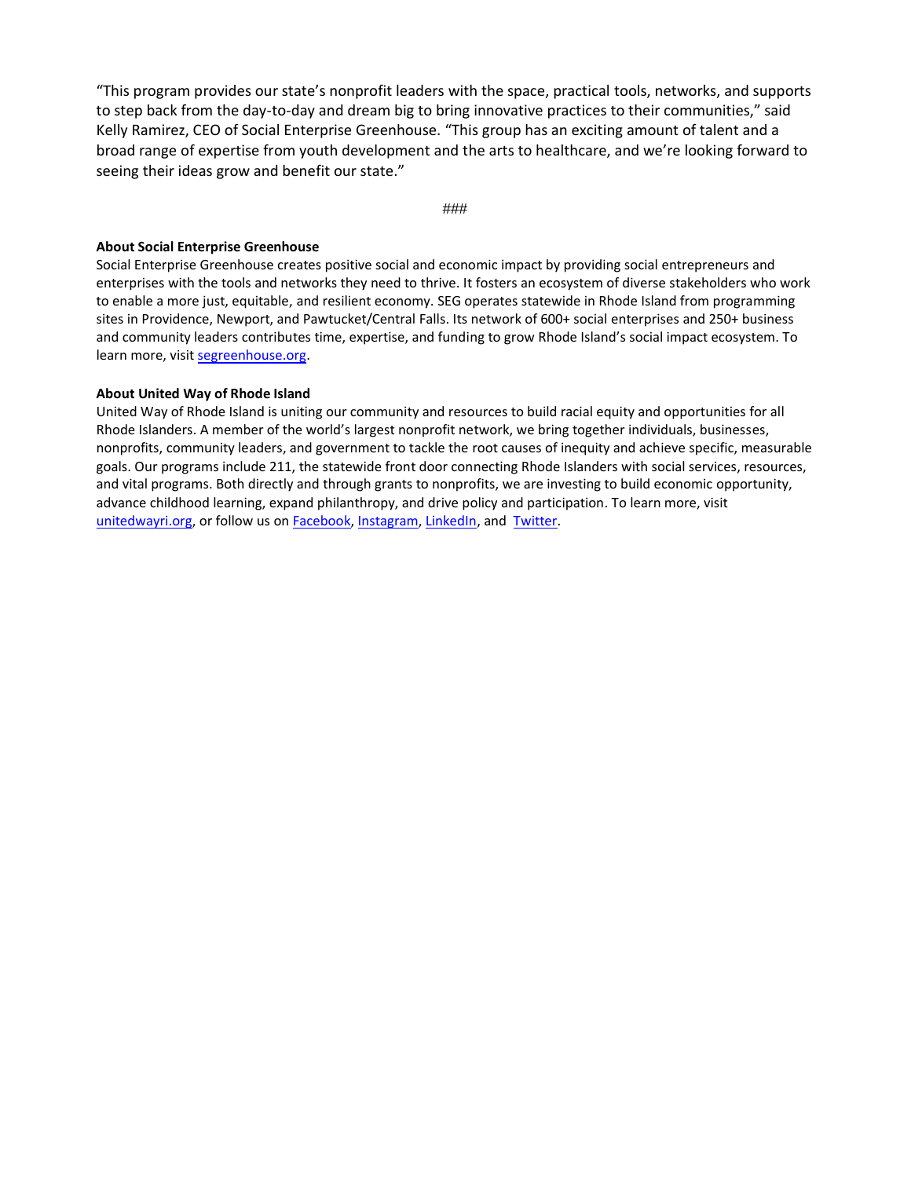“This program provides our state’s nonprofit leaders with the space, practical tools, networks, and supports to step back from the day-to-day and dream big to bring innovative practices to their communities,” said Kelly Ramirez, CEO of Social Enterprise Greenhouse. “This group has an exciting amount of talent and a broad range of expertise from youth development and the arts to healthcare, and we’re looking forward to seeing their ideas grow and benefit our state.”

###

**About Social Enterprise Greenhouse**
Social Enterprise Greenhouse creates positive social and economic impact by providing social entrepreneurs and enterprises with the tools and networks they need to thrive. It fosters an ecosystem of diverse stakeholders who work to enable a more just, equitable, and resilient economy. SEG operates statewide in Rhode Island from programming sites in Providence, Newport, and Pawtucket/Central Falls. Its network of 600+ social enterprises and 250+ business and community leaders contributes time, expertise, and funding to grow Rhode Island’s social impact ecosystem. To learn more, visit segreenhouse.org.

**About United Way of Rhode Island**
United Way of Rhode Island is uniting our community and resources to build racial equity and opportunities for all Rhode Islanders. A member of the world’s largest nonprofit network, we bring together individuals, businesses, nonprofits, community leaders, and government to tackle the root causes of inequity and achieve specific, measurable goals. Our programs include 211, the statewide front door connecting Rhode Islanders with social services, resources, and vital programs. Both directly and through grants to nonprofits, we are investing to build economic opportunity, advance childhood learning, expand philanthropy, and drive policy and participation. To learn more, visit unitedwayri.org, or follow us on Facebook, Instagram, LinkedIn, and Twitter.